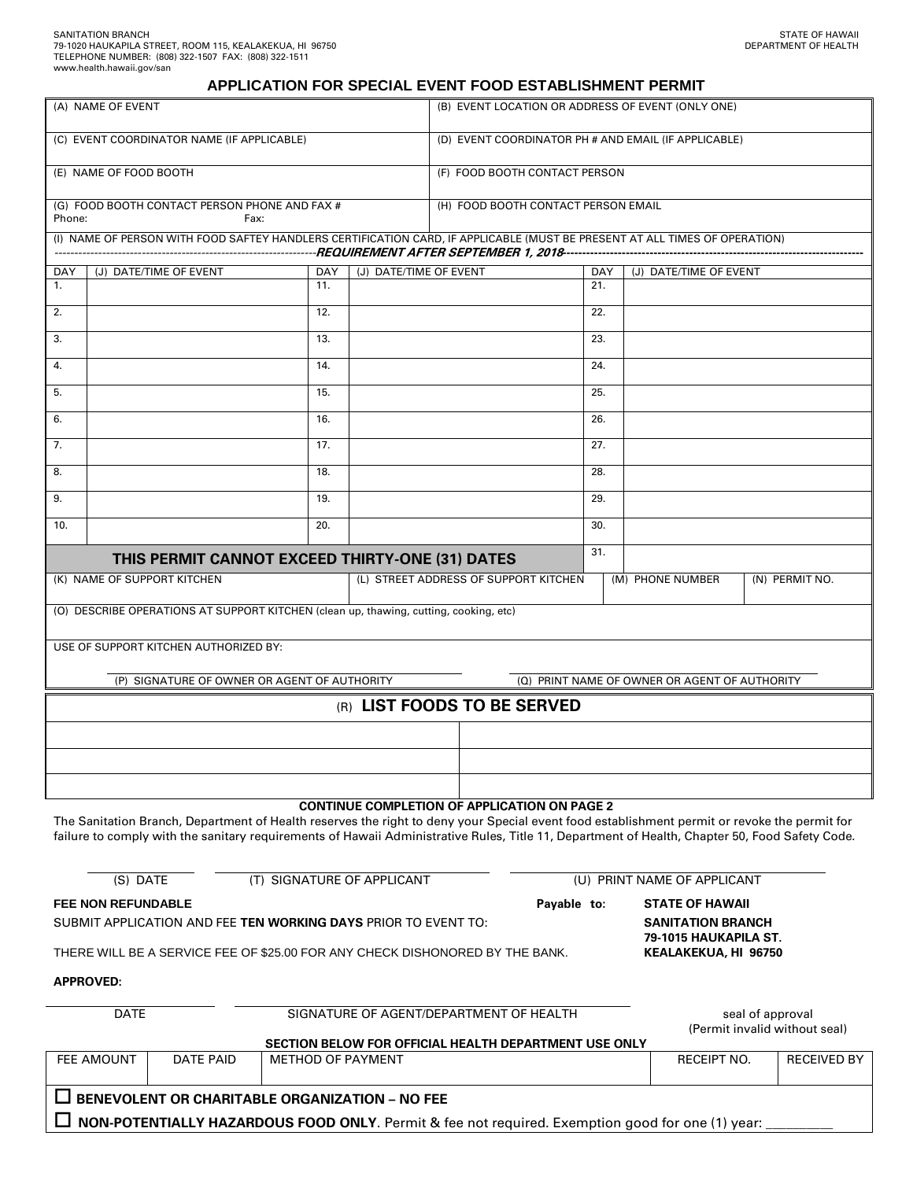SANITATION BRANCH
79-1020 HAUKAPILA STREET, ROOM 115, KEALAKEKUA, HI 96750
TELEPHONE NUMBER: (808) 322-1507 FAX: (808) 322-1511
www.health.hawaii.gov/san

STATE OF HAWAII
DEPARTMENT OF HEALTH

# APPLICATION FOR SPECIAL EVENT FOOD ESTABLISHMENT PERMIT

| (A) NAME OF EVENT | (B) EVENT LOCATION OR ADDRESS OF EVENT (ONLY ONE) |
|---|---|
| (C) EVENT COORDINATOR NAME (IF APPLICABLE) | (D) EVENT COORDINATOR PH # AND EMAIL (IF APPLICABLE) |
| (E) NAME OF FOOD BOOTH | (F) FOOD BOOTH CONTACT PERSON |
| (G) FOOD BOOTH CONTACT PERSON PHONE AND FAX # Phone: Fax: | (H) FOOD BOOTH CONTACT PERSON EMAIL |

(I) NAME OF PERSON WITH FOOD SAFTEY HANDLERS CERTIFICATION CARD, IF APPLICABLE (MUST BE PRESENT AT ALL TIMES OF OPERATION)
***REQUIREMENT AFTER SEPTEMBER 1, 2018***

| DAY | (J) DATE/TIME OF EVENT | DAY | (J) DATE/TIME OF EVENT | DAY | (J) DATE/TIME OF EVENT |
|---|---|---|---|---|---|
| 1. | | 11. | | 21. | |
| 2. | | 12. | | 22. | |
| 3. | | 13. | | 23. | |
| 4. | | 14. | | 24. | |
| 5. | | 15. | | 25. | |
| 6. | | 16. | | 26. | |
| 7. | | 17. | | 27. | |
| 8. | | 18. | | 28. | |
| 9. | | 19. | | 29. | |
| 10. | | 20. | | 30. | |
| | | | | 31. | |

**THIS PERMIT CANNOT EXCEED THIRTY-ONE (31) DATES**

| (K) NAME OF SUPPORT KITCHEN | (L) STREET ADDRESS OF SUPPORT KITCHEN | (M) PHONE NUMBER | (N) PERMIT NO. |
|---|---|---|---|
| | | | |

(O) DESCRIBE OPERATIONS AT SUPPORT KITCHEN (clean up, thawing, cutting, cooking, etc)

USE OF SUPPORT KITCHEN AUTHORIZED BY:

(P) SIGNATURE OF OWNER OR AGENT OF AUTHORITY (Q) PRINT NAME OF OWNER OR AGENT OF AUTHORITY

## (R) LIST FOODS TO BE SERVED

| | |
|---|---|
| | |
| | |
| | |

**CONTINUE COMPLETION OF APPLICATION ON PAGE 2**

The Sanitation Branch, Department of Health reserves the right to deny your Special event food establishment permit or revoke the permit for failure to comply with the sanitary requirements of Hawaii Administrative Rules, Title 11, Department of Health, Chapter 50, Food Safety Code.

(S) DATE (T) SIGNATURE OF APPLICANT (U) PRINT NAME OF APPLICANT

**FEE NON REFUNDABLE** **Payable to: STATE OF HAWAII**

SUBMIT APPLICATION AND FEE **TEN WORKING DAYS** PRIOR TO EVENT TO: **SANITATION BRANCH 79-1015 HAUKAPILA ST. KEALAKEKUA, HI 96750**

THERE WILL BE A SERVICE FEE OF $25.00 FOR ANY CHECK DISHONORED BY THE BANK.

**APPROVED:**

DATE SIGNATURE OF AGENT/DEPARTMENT OF HEALTH seal of approval (Permit invalid without seal)

**SECTION BELOW FOR OFFICIAL HEALTH DEPARTMENT USE ONLY**

| FEE AMOUNT | DATE PAID | METHOD OF PAYMENT | RECEIPT NO. | RECEIVED BY |
|---|---|---|---|---|
| | | | | |

☐ **BENEVOLENT OR CHARITABLE ORGANIZATION – NO FEE**

☐ **NON-POTENTIALLY HAZARDOUS FOOD ONLY**. Permit & fee not required. Exemption good for one (1) year: _________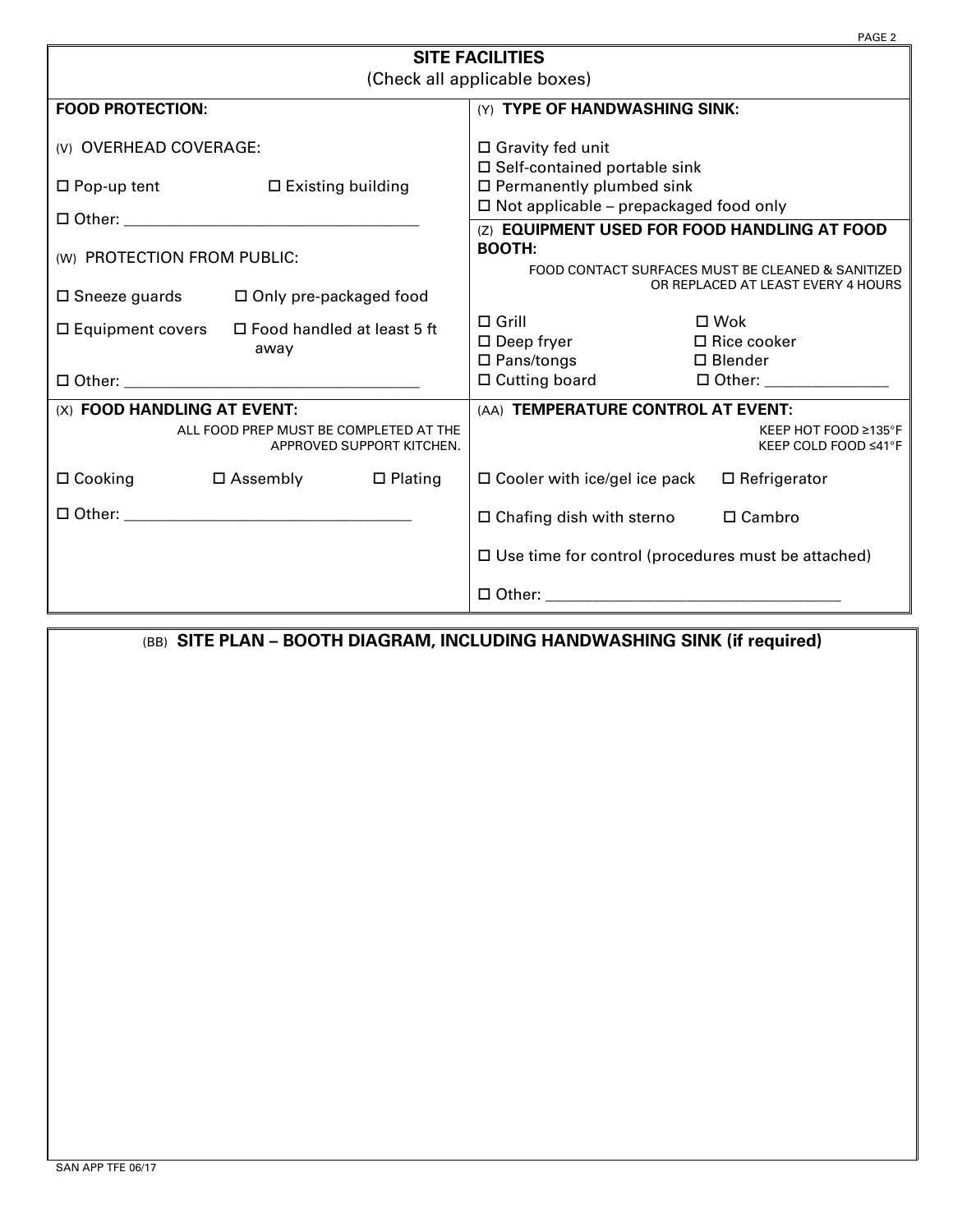## SITE FACILITIES

(Check all applicable boxes)

**FOOD PROTECTION:**

(V) OVERHEAD COVERAGE:

☐ Pop-up tent ☐ Existing building

☐ Other: ___________________________________

(W) PROTECTION FROM PUBLIC:

☐ Sneeze guards ☐ Only pre-packaged food

☐ Equipment covers ☐ Food handled at least 5 ft away

☐ Other: ___________________________________

(X) **FOOD HANDLING AT EVENT:**

ALL FOOD PREP MUST BE COMPLETED AT THE APPROVED SUPPORT KITCHEN.

☐ Cooking ☐ Assembly ☐ Plating

☐ Other: ___________________________________

(Y) **TYPE OF HANDWASHING SINK:**

☐ Gravity fed unit
☐ Self-contained portable sink
☐ Permanently plumbed sink
☐ Not applicable – prepackaged food only

(Z) **EQUIPMENT USED FOR FOOD HANDLING AT FOOD BOOTH:**

FOOD CONTACT SURFACES MUST BE CLEANED & SANITIZED OR REPLACED AT LEAST EVERY 4 HOURS

☐ Grill ☐ Wok
☐ Deep fryer ☐ Rice cooker
☐ Pans/tongs ☐ Blender
☐ Cutting board ☐ Other: _______________

(AA) **TEMPERATURE CONTROL AT EVENT:**

KEEP HOT FOOD ≥135°F
KEEP COLD FOOD ≤41°F

☐ Cooler with ice/gel ice pack ☐ Refrigerator

☐ Chafing dish with sterno ☐ Cambro

☐ Use time for control (procedures must be attached)

☐ Other: ___________________________________

(BB) **SITE PLAN – BOOTH DIAGRAM, INCLUDING HANDWASHING SINK (if required)**

SAN APP TFE 06/17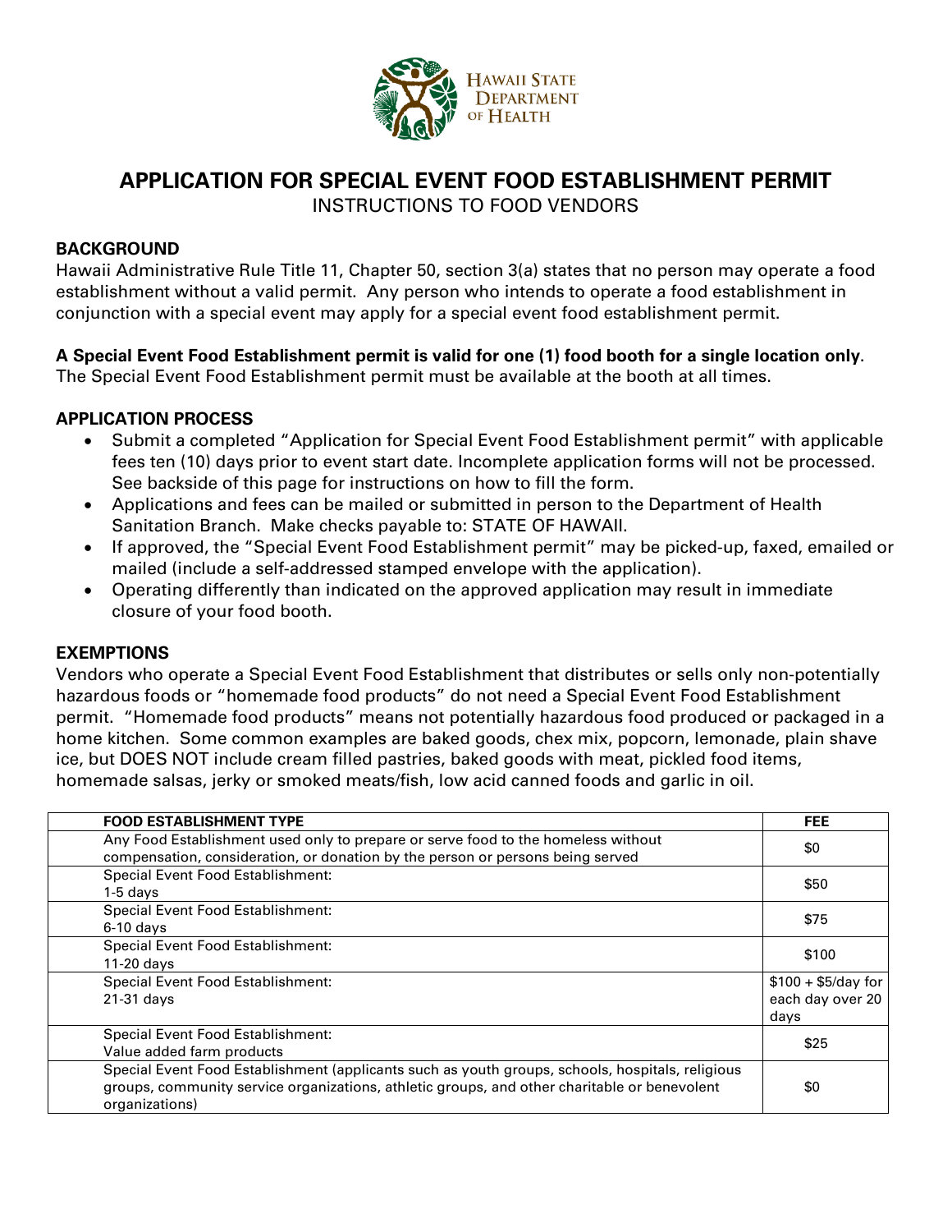# APPLICATION FOR SPECIAL EVENT FOOD ESTABLISHMENT PERMIT

INSTRUCTIONS TO FOOD VENDORS

## BACKGROUND

Hawaii Administrative Rule Title 11, Chapter 50, section 3(a) states that no person may operate a food establishment without a valid permit. Any person who intends to operate a food establishment in conjunction with a special event may apply for a special event food establishment permit.

**A Special Event Food Establishment permit is valid for one (1) food booth for a single location only**. The Special Event Food Establishment permit must be available at the booth at all times.

## APPLICATION PROCESS

- Submit a completed "Application for Special Event Food Establishment permit" with applicable fees ten (10) days prior to event start date. Incomplete application forms will not be processed. See backside of this page for instructions on how to fill the form.
- Applications and fees can be mailed or submitted in person to the Department of Health Sanitation Branch. Make checks payable to: STATE OF HAWAII.
- If approved, the "Special Event Food Establishment permit" may be picked-up, faxed, emailed or mailed (include a self-addressed stamped envelope with the application).
- Operating differently than indicated on the approved application may result in immediate closure of your food booth.

## EXEMPTIONS

Vendors who operate a Special Event Food Establishment that distributes or sells only non-potentially hazardous foods or "homemade food products" do not need a Special Event Food Establishment permit. "Homemade food products" means not potentially hazardous food produced or packaged in a home kitchen. Some common examples are baked goods, chex mix, popcorn, lemonade, plain shave ice, but DOES NOT include cream filled pastries, baked goods with meat, pickled food items, homemade salsas, jerky or smoked meats/fish, low acid canned foods and garlic in oil.

| FOOD ESTABLISHMENT TYPE | FEE |
|---|---|
| Any Food Establishment used only to prepare or serve food to the homeless without compensation, consideration, or donation by the person or persons being served | $0 |
| Special Event Food Establishment: 1-5 days | $50 |
| Special Event Food Establishment: 6-10 days | $75 |
| Special Event Food Establishment: 11-20 days | $100 |
| Special Event Food Establishment: 21-31 days | $100 + $5/day for each day over 20 days |
| Special Event Food Establishment: Value added farm products | $25 |
| Special Event Food Establishment (applicants such as youth groups, schools, hospitals, religious groups, community service organizations, athletic groups, and other charitable or benevolent organizations) | $0 |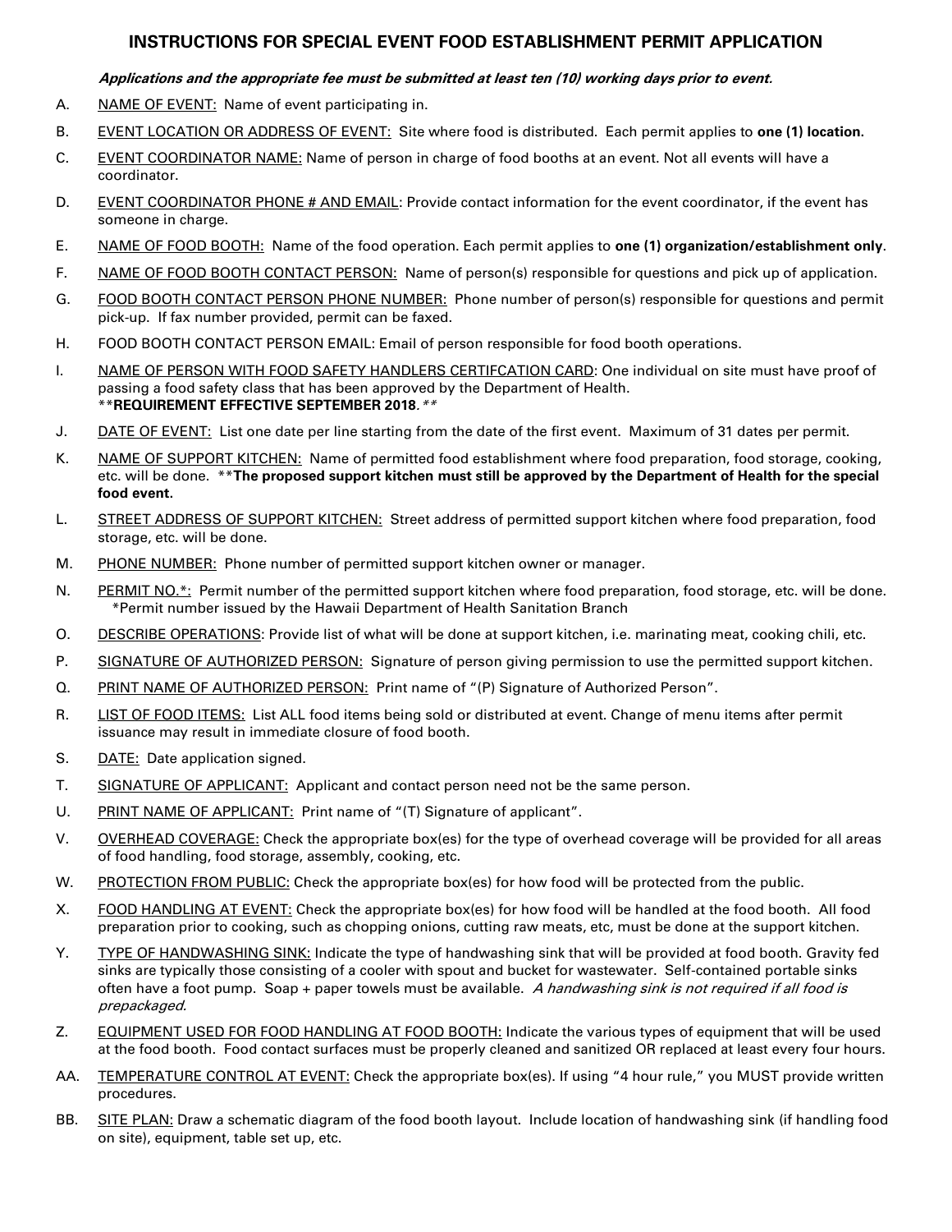# INSTRUCTIONS FOR SPECIAL EVENT FOOD ESTABLISHMENT PERMIT APPLICATION

***Applications and the appropriate fee must be submitted at least ten (10) working days prior to event.***

A. NAME OF EVENT: Name of event participating in.

B. EVENT LOCATION OR ADDRESS OF EVENT: Site where food is distributed. Each permit applies to **one (1) location**.

C. EVENT COORDINATOR NAME: Name of person in charge of food booths at an event. Not all events will have a coordinator.

D. EVENT COORDINATOR PHONE # AND EMAIL: Provide contact information for the event coordinator, if the event has someone in charge.

E. NAME OF FOOD BOOTH: Name of the food operation. Each permit applies to **one (1) organization/establishment only**.

F. NAME OF FOOD BOOTH CONTACT PERSON: Name of person(s) responsible for questions and pick up of application.

G. FOOD BOOTH CONTACT PERSON PHONE NUMBER: Phone number of person(s) responsible for questions and permit pick-up. If fax number provided, permit can be faxed.

H. FOOD BOOTH CONTACT PERSON EMAIL: Email of person responsible for food booth operations.

I. NAME OF PERSON WITH FOOD SAFETY HANDLERS CERTIFCATION CARD: One individual on site must have proof of passing a food safety class that has been approved by the Department of Health. **\*\*REQUIREMENT EFFECTIVE SEPTEMBER 2018**. *\*\**

J. DATE OF EVENT: List one date per line starting from the date of the first event. Maximum of 31 dates per permit.

K. NAME OF SUPPORT KITCHEN: Name of permitted food establishment where food preparation, food storage, cooking, etc. will be done. \*\***The proposed support kitchen must still be approved by the Department of Health for the special food event**.

L. STREET ADDRESS OF SUPPORT KITCHEN: Street address of permitted support kitchen where food preparation, food storage, etc. will be done.

M. PHONE NUMBER: Phone number of permitted support kitchen owner or manager.

N. PERMIT NO.\*: Permit number of the permitted support kitchen where food preparation, food storage, etc. will be done. \*Permit number issued by the Hawaii Department of Health Sanitation Branch

O. DESCRIBE OPERATIONS: Provide list of what will be done at support kitchen, i.e. marinating meat, cooking chili, etc.

P. SIGNATURE OF AUTHORIZED PERSON: Signature of person giving permission to use the permitted support kitchen.

Q. PRINT NAME OF AUTHORIZED PERSON: Print name of "(P) Signature of Authorized Person".

R. LIST OF FOOD ITEMS: List ALL food items being sold or distributed at event. Change of menu items after permit issuance may result in immediate closure of food booth.

S. DATE: Date application signed.

T. SIGNATURE OF APPLICANT: Applicant and contact person need not be the same person.

U. PRINT NAME OF APPLICANT: Print name of "(T) Signature of applicant".

V. OVERHEAD COVERAGE: Check the appropriate box(es) for the type of overhead coverage will be provided for all areas of food handling, food storage, assembly, cooking, etc.

W. PROTECTION FROM PUBLIC: Check the appropriate box(es) for how food will be protected from the public.

X. FOOD HANDLING AT EVENT: Check the appropriate box(es) for how food will be handled at the food booth. All food preparation prior to cooking, such as chopping onions, cutting raw meats, etc, must be done at the support kitchen.

Y. TYPE OF HANDWASHING SINK: Indicate the type of handwashing sink that will be provided at food booth. Gravity fed sinks are typically those consisting of a cooler with spout and bucket for wastewater. Self-contained portable sinks often have a foot pump. Soap + paper towels must be available. *A handwashing sink is not required if all food is prepackaged.*

Z. EQUIPMENT USED FOR FOOD HANDLING AT FOOD BOOTH: Indicate the various types of equipment that will be used at the food booth. Food contact surfaces must be properly cleaned and sanitized OR replaced at least every four hours.

AA. TEMPERATURE CONTROL AT EVENT: Check the appropriate box(es). If using "4 hour rule," you MUST provide written procedures.

BB. SITE PLAN: Draw a schematic diagram of the food booth layout. Include location of handwashing sink (if handling food on site), equipment, table set up, etc.